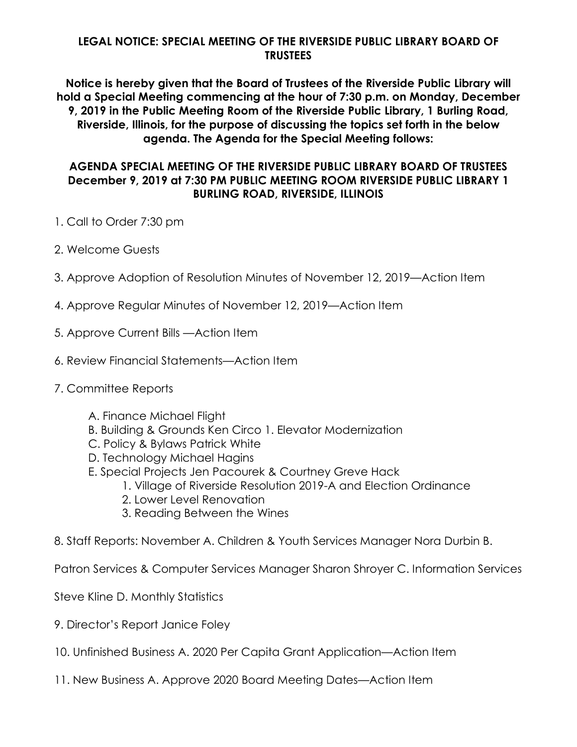**LEGAL NOTICE: SPECIAL MEETING OF THE RIVERSIDE PUBLIC LIBRARY BOARD OF TRUSTEES**

**Notice is hereby given that the Board of Trustees of the Riverside Public Library will hold a Special Meeting commencing at the hour of 7:30 p.m. on Monday, December 9, 2019 in the Public Meeting Room of the Riverside Public Library, 1 Burling Road, Riverside, Illinois, for the purpose of discussing the topics set forth in the below agenda. The Agenda for the Special Meeting follows:**

**AGENDA SPECIAL MEETING OF THE RIVERSIDE PUBLIC LIBRARY BOARD OF TRUSTEES December 9, 2019 at 7:30 PM PUBLIC MEETING ROOM RIVERSIDE PUBLIC LIBRARY 1 BURLING ROAD, RIVERSIDE, ILLINOIS**

1. Call to Order 7:30 pm

2. Welcome Guests

3. Approve Adoption of Resolution Minutes of November 12, 2019—Action Item

4. Approve Regular Minutes of November 12, 2019—Action Item

5. Approve Current Bills —Action Item

6. Review Financial Statements—Action Item

7. Committee Reports
   - A. Finance Michael Flight
   - B. Building & Grounds Ken Circo 1. Elevator Modernization
   - C. Policy & Bylaws Patrick White
   - D. Technology Michael Hagins
   - E. Special Projects Jen Pacourek & Courtney Greve Hack
     1. Village of Riverside Resolution 2019-A and Election Ordinance
     2. Lower Level Renovation
     3. Reading Between the Wines

8. Staff Reports: November A. Children & Youth Services Manager Nora Durbin B.

Patron Services & Computer Services Manager Sharon Shroyer C. Information Services

Steve Kline D. Monthly Statistics

9. Director's Report Janice Foley

10. Unfinished Business A. 2020 Per Capita Grant Application—Action Item

11. New Business A. Approve 2020 Board Meeting Dates—Action Item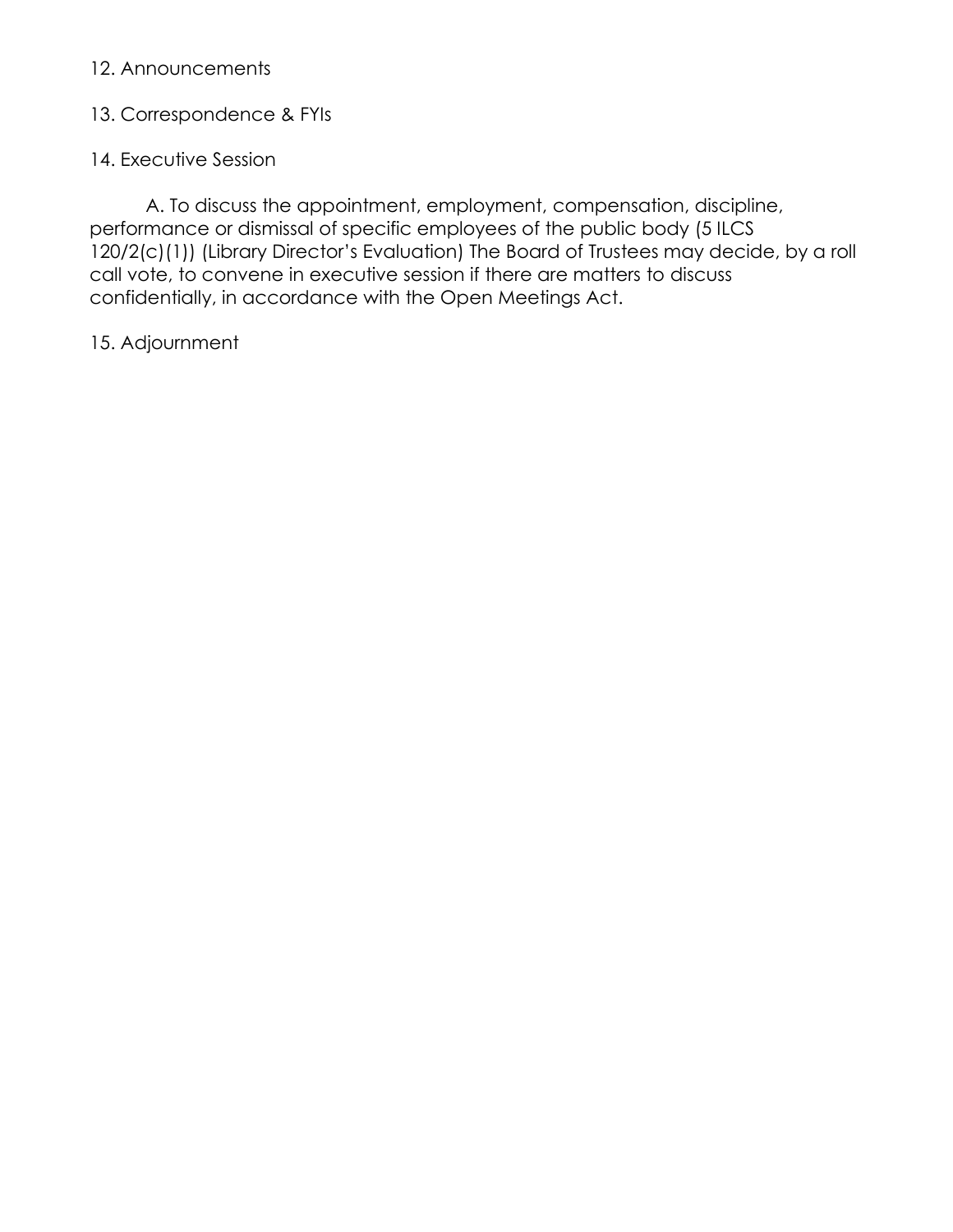12. Announcements

13. Correspondence & FYIs

14. Executive Session

A. To discuss the appointment, employment, compensation, discipline, performance or dismissal of specific employees of the public body (5 ILCS 120/2(c)(1)) (Library Director's Evaluation) The Board of Trustees may decide, by a roll call vote, to convene in executive session if there are matters to discuss confidentially, in accordance with the Open Meetings Act.

15. Adjournment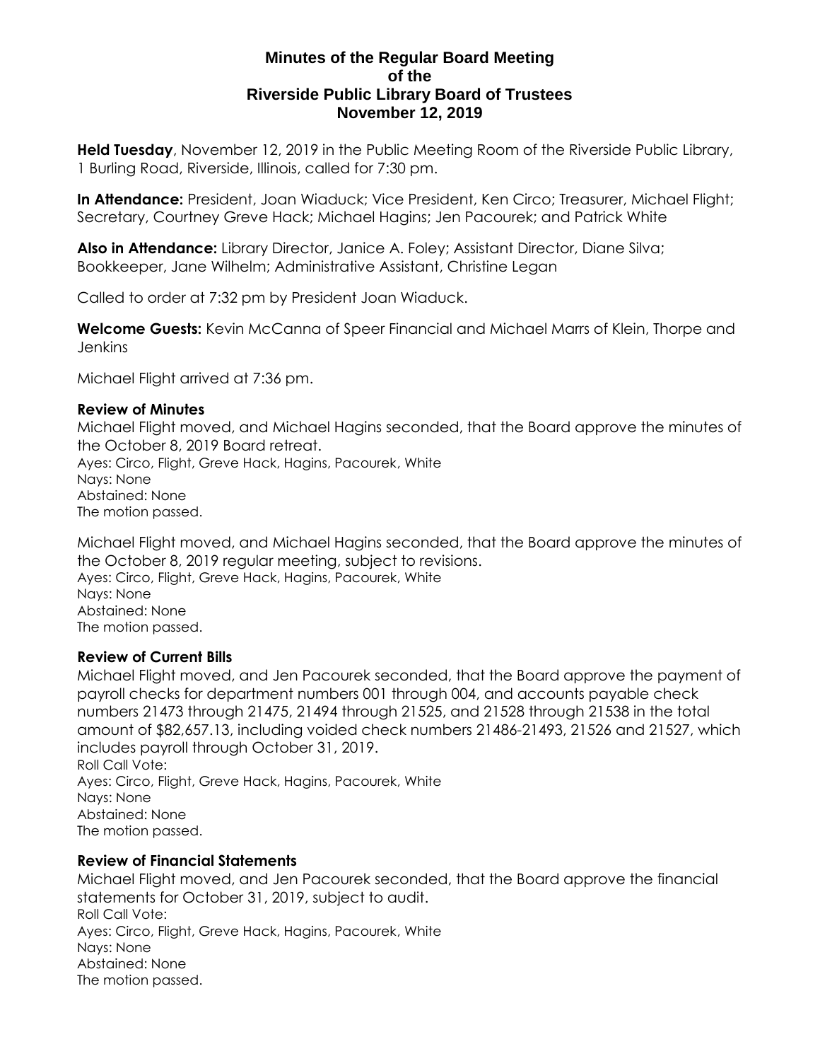# Minutes of the Regular Board Meeting of the Riverside Public Library Board of Trustees November 12, 2019

**Held Tuesday**, November 12, 2019 in the Public Meeting Room of the Riverside Public Library, 1 Burling Road, Riverside, Illinois, called for 7:30 pm.

**In Attendance:** President, Joan Wiaduck; Vice President, Ken Circo; Treasurer, Michael Flight; Secretary, Courtney Greve Hack; Michael Hagins; Jen Pacourek; and Patrick White

**Also in Attendance:** Library Director, Janice A. Foley; Assistant Director, Diane Silva; Bookkeeper, Jane Wilhelm; Administrative Assistant, Christine Legan

Called to order at 7:32 pm by President Joan Wiaduck.

**Welcome Guests:** Kevin McCanna of Speer Financial and Michael Marrs of Klein, Thorpe and Jenkins

Michael Flight arrived at 7:36 pm.

### Review of Minutes

Michael Flight moved, and Michael Hagins seconded, that the Board approve the minutes of the October 8, 2019 Board retreat.
Ayes: Circo, Flight, Greve Hack, Hagins, Pacourek, White
Nays: None
Abstained: None
The motion passed.

Michael Flight moved, and Michael Hagins seconded, that the Board approve the minutes of the October 8, 2019 regular meeting, subject to revisions.
Ayes: Circo, Flight, Greve Hack, Hagins, Pacourek, White
Nays: None
Abstained: None
The motion passed.

### Review of Current Bills

Michael Flight moved, and Jen Pacourek seconded, that the Board approve the payment of payroll checks for department numbers 001 through 004, and accounts payable check numbers 21473 through 21475, 21494 through 21525, and 21528 through 21538 in the total amount of $82,657.13, including voided check numbers 21486-21493, 21526 and 21527, which includes payroll through October 31, 2019.
Roll Call Vote:
Ayes: Circo, Flight, Greve Hack, Hagins, Pacourek, White
Nays: None
Abstained: None
The motion passed.

### Review of Financial Statements

Michael Flight moved, and Jen Pacourek seconded, that the Board approve the financial statements for October 31, 2019, subject to audit.
Roll Call Vote:
Ayes: Circo, Flight, Greve Hack, Hagins, Pacourek, White
Nays: None
Abstained: None
The motion passed.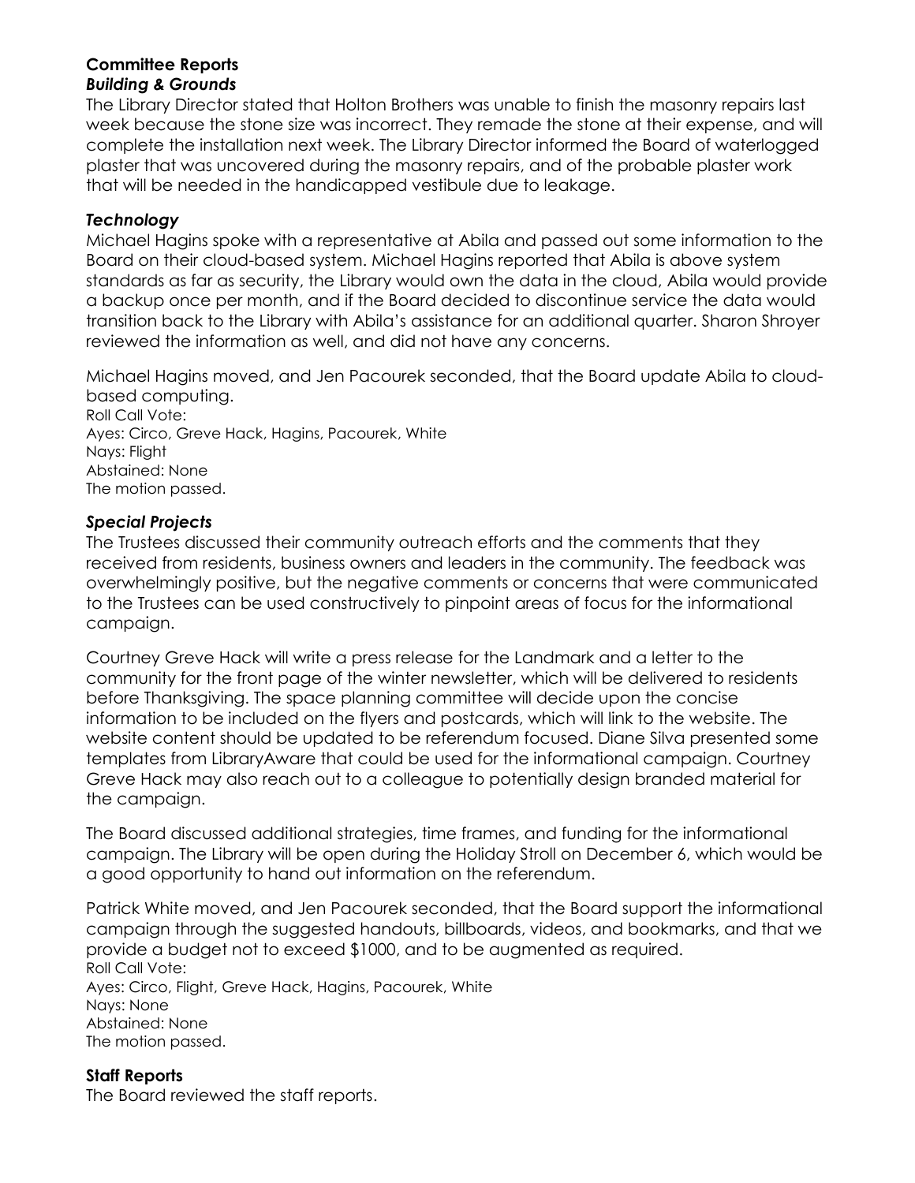## Committee Reports

### *Building & Grounds*

The Library Director stated that Holton Brothers was unable to finish the masonry repairs last week because the stone size was incorrect. They remade the stone at their expense, and will complete the installation next week. The Library Director informed the Board of waterlogged plaster that was uncovered during the masonry repairs, and of the probable plaster work that will be needed in the handicapped vestibule due to leakage.

### *Technology*

Michael Hagins spoke with a representative at Abila and passed out some information to the Board on their cloud-based system. Michael Hagins reported that Abila is above system standards as far as security, the Library would own the data in the cloud, Abila would provide a backup once per month, and if the Board decided to discontinue service the data would transition back to the Library with Abila's assistance for an additional quarter. Sharon Shroyer reviewed the information as well, and did not have any concerns.

Michael Hagins moved, and Jen Pacourek seconded, that the Board update Abila to cloud-based computing.
Roll Call Vote:
Ayes: Circo, Greve Hack, Hagins, Pacourek, White
Nays: Flight
Abstained: None
The motion passed.

### *Special Projects*

The Trustees discussed their community outreach efforts and the comments that they received from residents, business owners and leaders in the community. The feedback was overwhelmingly positive, but the negative comments or concerns that were communicated to the Trustees can be used constructively to pinpoint areas of focus for the informational campaign.

Courtney Greve Hack will write a press release for the Landmark and a letter to the community for the front page of the winter newsletter, which will be delivered to residents before Thanksgiving. The space planning committee will decide upon the concise information to be included on the flyers and postcards, which will link to the website. The website content should be updated to be referendum focused. Diane Silva presented some templates from LibraryAware that could be used for the informational campaign. Courtney Greve Hack may also reach out to a colleague to potentially design branded material for the campaign.

The Board discussed additional strategies, time frames, and funding for the informational campaign. The Library will be open during the Holiday Stroll on December 6, which would be a good opportunity to hand out information on the referendum.

Patrick White moved, and Jen Pacourek seconded, that the Board support the informational campaign through the suggested handouts, billboards, videos, and bookmarks, and that we provide a budget not to exceed $1000, and to be augmented as required.
Roll Call Vote:
Ayes: Circo, Flight, Greve Hack, Hagins, Pacourek, White
Nays: None
Abstained: None
The motion passed.

## Staff Reports

The Board reviewed the staff reports.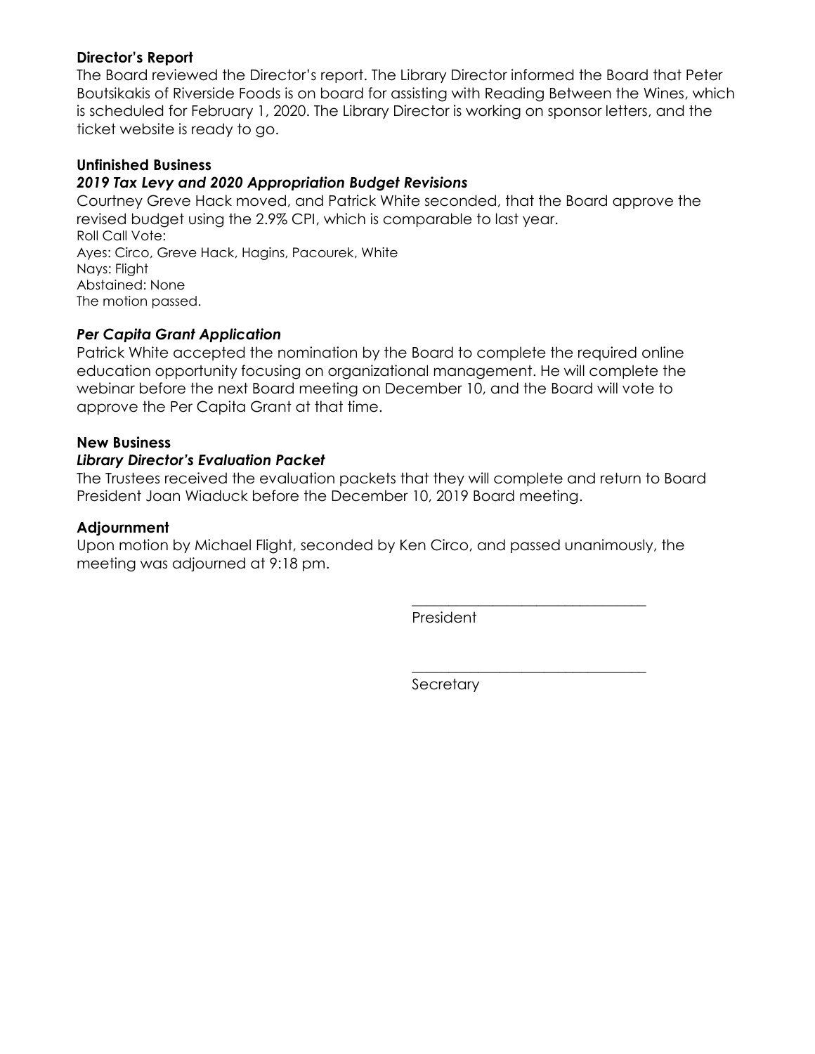**Director's Report**

The Board reviewed the Director's report. The Library Director informed the Board that Peter Boutsikakis of Riverside Foods is on board for assisting with Reading Between the Wines, which is scheduled for February 1, 2020. The Library Director is working on sponsor letters, and the ticket website is ready to go.

**Unfinished Business**

***2019 Tax Levy and 2020 Appropriation Budget Revisions***

Courtney Greve Hack moved, and Patrick White seconded, that the Board approve the revised budget using the 2.9% CPI, which is comparable to last year.
Roll Call Vote:
Ayes: Circo, Greve Hack, Hagins, Pacourek, White
Nays: Flight
Abstained: None
The motion passed.

***Per Capita Grant Application***

Patrick White accepted the nomination by the Board to complete the required online education opportunity focusing on organizational management. He will complete the webinar before the next Board meeting on December 10, and the Board will vote to approve the Per Capita Grant at that time.

**New Business**

***Library Director's Evaluation Packet***

The Trustees received the evaluation packets that they will complete and return to Board President Joan Wiaduck before the December 10, 2019 Board meeting.

**Adjournment**

Upon motion by Michael Flight, seconded by Ken Circo, and passed unanimously, the meeting was adjourned at 9:18 pm.

________________________________
President

________________________________
Secretary